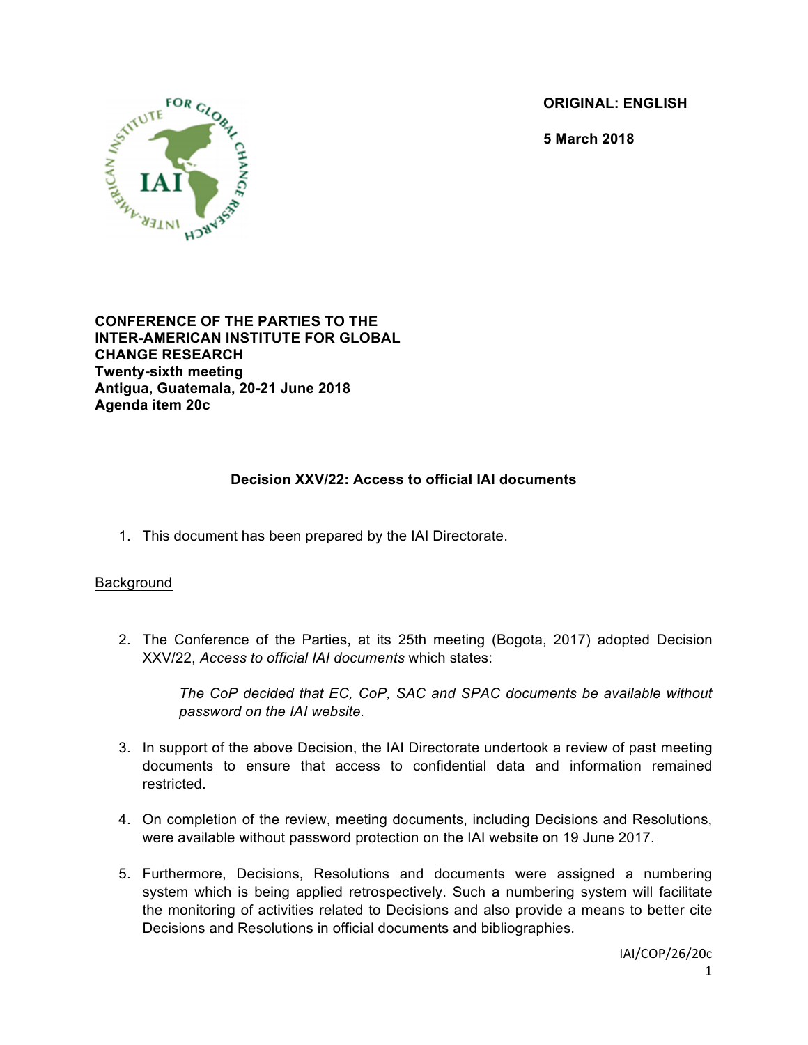**ORIGINAL: ENGLISH**

**5 March 2018**

**CONFERENCE OF THE PARTIES TO THE INTER-AMERICAN INSTITUTE FOR GLOBAL CHANGE RESEARCH**
**Twenty-sixth meeting**
**Antigua, Guatemala, 20-21 June 2018**
**Agenda item 20c**

## Decision XXV/22: Access to official IAI documents

1. This document has been prepared by the IAI Directorate.

Background

2. The Conference of the Parties, at its 25th meeting (Bogota, 2017) adopted Decision XXV/22, *Access to official IAI documents* which states:

   *The CoP decided that EC, CoP, SAC and SPAC documents be available without password on the IAI website.*

3. In support of the above Decision, the IAI Directorate undertook a review of past meeting documents to ensure that access to confidential data and information remained restricted.

4. On completion of the review, meeting documents, including Decisions and Resolutions, were available without password protection on the IAI website on 19 June 2017.

5. Furthermore, Decisions, Resolutions and documents were assigned a numbering system which is being applied retrospectively. Such a numbering system will facilitate the monitoring of activities related to Decisions and also provide a means to better cite Decisions and Resolutions in official documents and bibliographies.

IAI/COP/26/20c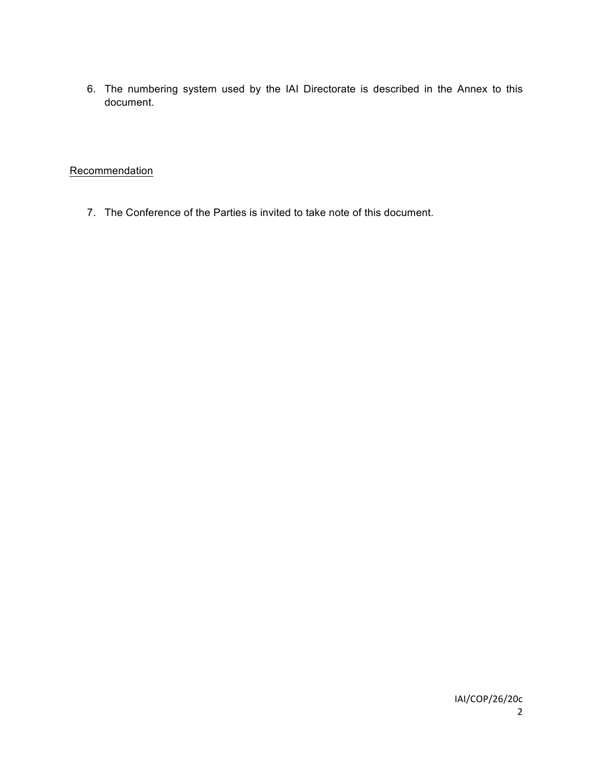6. The numbering system used by the IAI Directorate is described in the Annex to this document.

Recommendation

7. The Conference of the Parties is invited to take note of this document.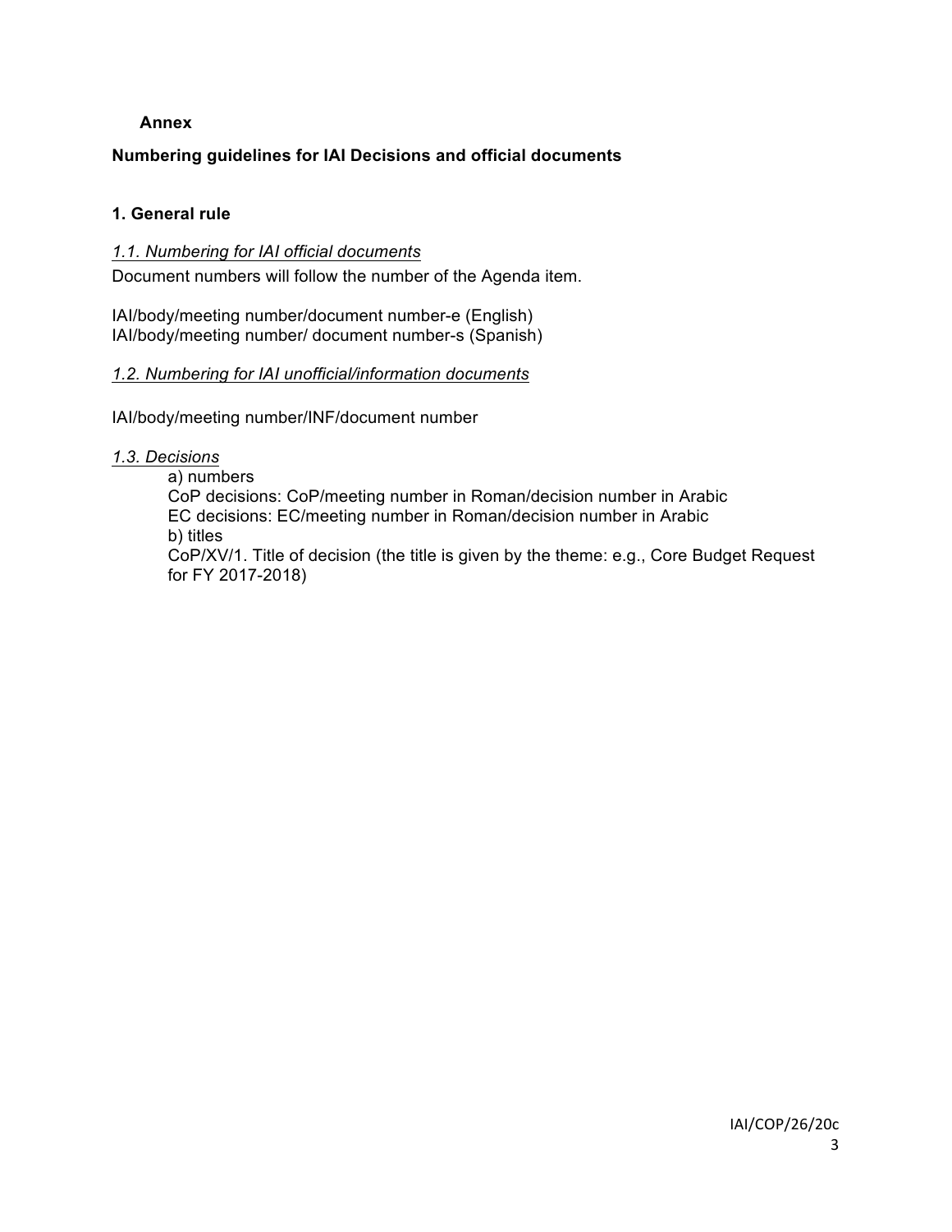**Annex**

**Numbering guidelines for IAI Decisions and official documents**

**1. General rule**

*1.1. Numbering for IAI official documents*

Document numbers will follow the number of the Agenda item.

IAI/body/meeting number/document number-e (English)
IAI/body/meeting number/ document number-s (Spanish)

*1.2. Numbering for IAI unofficial/information documents*

IAI/body/meeting number/INF/document number

*1.3. Decisions*

a) numbers
CoP decisions: CoP/meeting number in Roman/decision number in Arabic
EC decisions: EC/meeting number in Roman/decision number in Arabic
b) titles
CoP/XV/1. Title of decision (the title is given by the theme: e.g., Core Budget Request for FY 2017-2018)